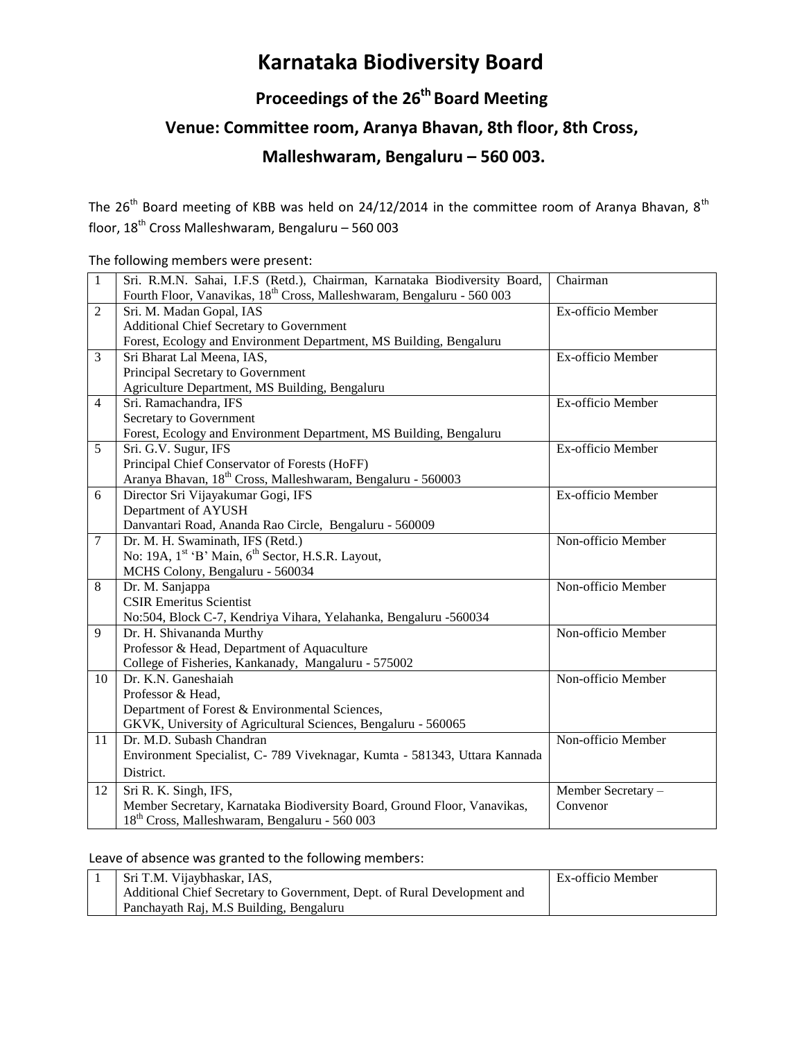# Karnataka Biodiversity Board

## Proceedings of the 26th Board Meeting

## Venue: Committee room, Aranya Bhavan, 8th floor, 8th Cross, Malleshwaram, Bengaluru – 560 003.

The 26th Board meeting of KBB was held on 24/12/2014 in the committee room of Aranya Bhavan, 8th floor, 18th Cross Malleshwaram, Bengaluru – 560 003

The following members were present:

| | | |
|---|---|---|
| 1 | Sri. R.M.N. Sahai, I.F.S (Retd.), Chairman, Karnataka Biodiversity Board, Fourth Floor, Vanavikas, 18th Cross, Malleshwaram, Bengaluru - 560 003 | Chairman |
| 2 | Sri. M. Madan Gopal, IAS<br>Additional Chief Secretary to Government<br>Forest, Ecology and Environment Department, MS Building, Bengaluru | Ex-officio Member |
| 3 | Sri Bharat Lal Meena, IAS,<br>Principal Secretary to Government<br>Agriculture Department, MS Building, Bengaluru | Ex-officio Member |
| 4 | Sri. Ramachandra, IFS<br>Secretary to Government<br>Forest, Ecology and Environment Department, MS Building, Bengaluru | Ex-officio Member |
| 5 | Sri. G.V. Sugur, IFS<br>Principal Chief Conservator of Forests (HoFF)<br>Aranya Bhavan, 18th Cross, Malleshwaram, Bengaluru - 560003 | Ex-officio Member |
| 6 | Director Sri Vijayakumar Gogi, IFS<br>Department of AYUSH<br>Danvantari Road, Ananda Rao Circle, Bengaluru - 560009 | Ex-officio Member |
| 7 | Dr. M. H. Swaminath, IFS (Retd.)<br>No: 19A, 1st 'B' Main, 6th Sector, H.S.R. Layout,<br>MCHS Colony, Bengaluru - 560034 | Non-officio Member |
| 8 | Dr. M. Sanjappa<br>CSIR Emeritus Scientist<br>No:504, Block C-7, Kendriya Vihara, Yelahanka, Bengaluru -560034 | Non-officio Member |
| 9 | Dr. H. Shivananda Murthy<br>Professor & Head, Department of Aquaculture<br>College of Fisheries, Kankanady, Mangaluru - 575002 | Non-officio Member |
| 10 | Dr. K.N. Ganeshaiah<br>Professor & Head,<br>Department of Forest & Environmental Sciences,<br>GKVK, University of Agricultural Sciences, Bengaluru - 560065 | Non-officio Member |
| 11 | Dr. M.D. Subash Chandran<br>Environment Specialist, C- 789 Viveknagar, Kumta - 581343, Uttara Kannada District. | Non-officio Member |
| 12 | Sri R. K. Singh, IFS,<br>Member Secretary, Karnataka Biodiversity Board, Ground Floor, Vanavikas, 18th Cross, Malleshwaram, Bengaluru - 560 003 | Member Secretary – Convenor |

Leave of absence was granted to the following members:

| | | |
|---|---|---|
| 1 | Sri T.M. Vijaybhaskar, IAS,<br>Additional Chief Secretary to Government, Dept. of Rural Development and Panchayath Raj, M.S Building, Bengaluru | Ex-officio Member |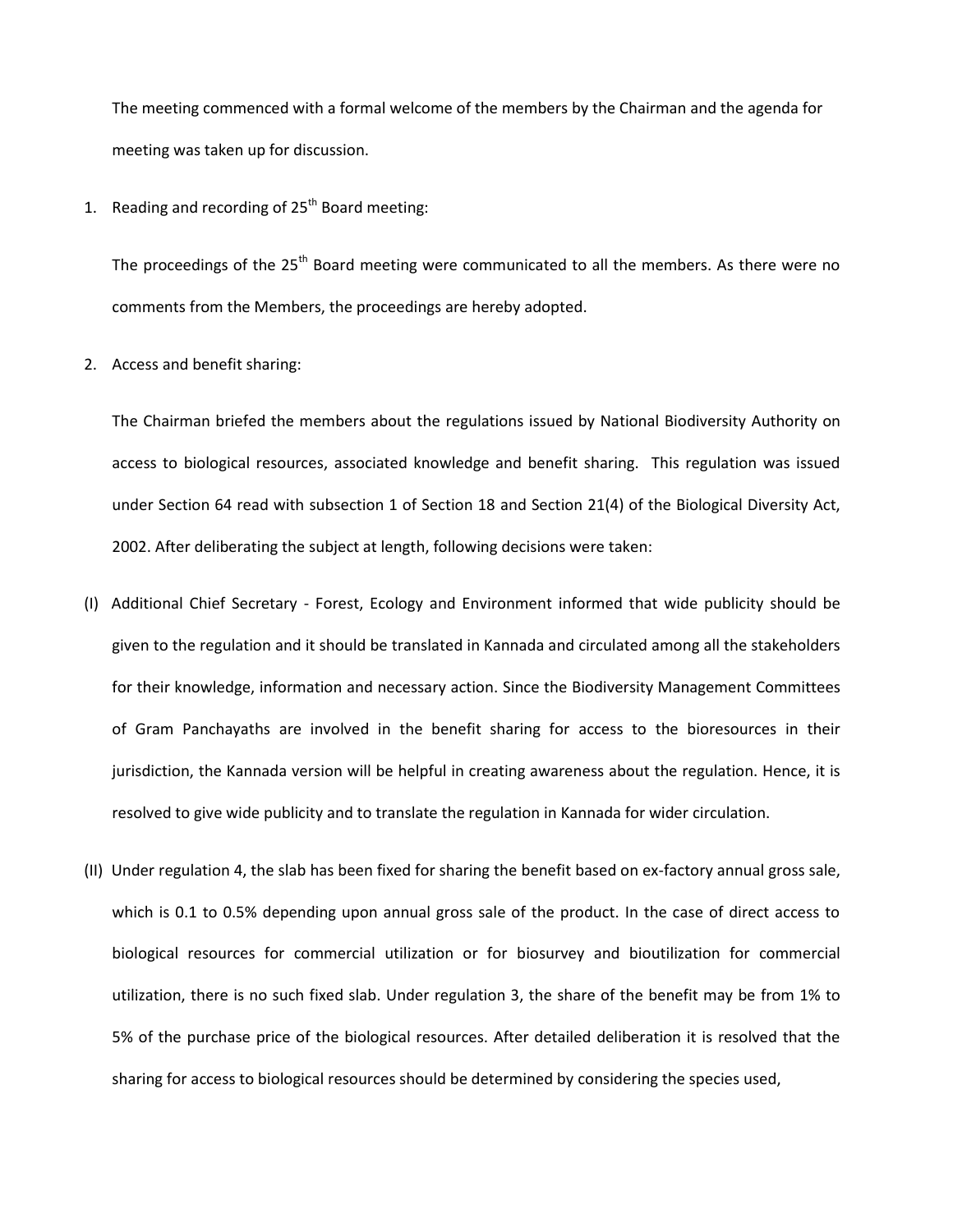The meeting commenced with a formal welcome of the members by the Chairman and the agenda for meeting was taken up for discussion.

1. Reading and recording of 25th Board meeting:

   The proceedings of the 25th Board meeting were communicated to all the members. As there were no comments from the Members, the proceedings are hereby adopted.

2. Access and benefit sharing:

   The Chairman briefed the members about the regulations issued by National Biodiversity Authority on access to biological resources, associated knowledge and benefit sharing. This regulation was issued under Section 64 read with subsection 1 of Section 18 and Section 21(4) of the Biological Diversity Act, 2002. After deliberating the subject at length, following decisions were taken:

(I) Additional Chief Secretary - Forest, Ecology and Environment informed that wide publicity should be given to the regulation and it should be translated in Kannada and circulated among all the stakeholders for their knowledge, information and necessary action. Since the Biodiversity Management Committees of Gram Panchayaths are involved in the benefit sharing for access to the bioresources in their jurisdiction, the Kannada version will be helpful in creating awareness about the regulation. Hence, it is resolved to give wide publicity and to translate the regulation in Kannada for wider circulation.

(II) Under regulation 4, the slab has been fixed for sharing the benefit based on ex-factory annual gross sale, which is 0.1 to 0.5% depending upon annual gross sale of the product. In the case of direct access to biological resources for commercial utilization or for biosurvey and bioutilization for commercial utilization, there is no such fixed slab. Under regulation 3, the share of the benefit may be from 1% to 5% of the purchase price of the biological resources. After detailed deliberation it is resolved that the sharing for access to biological resources should be determined by considering the species used,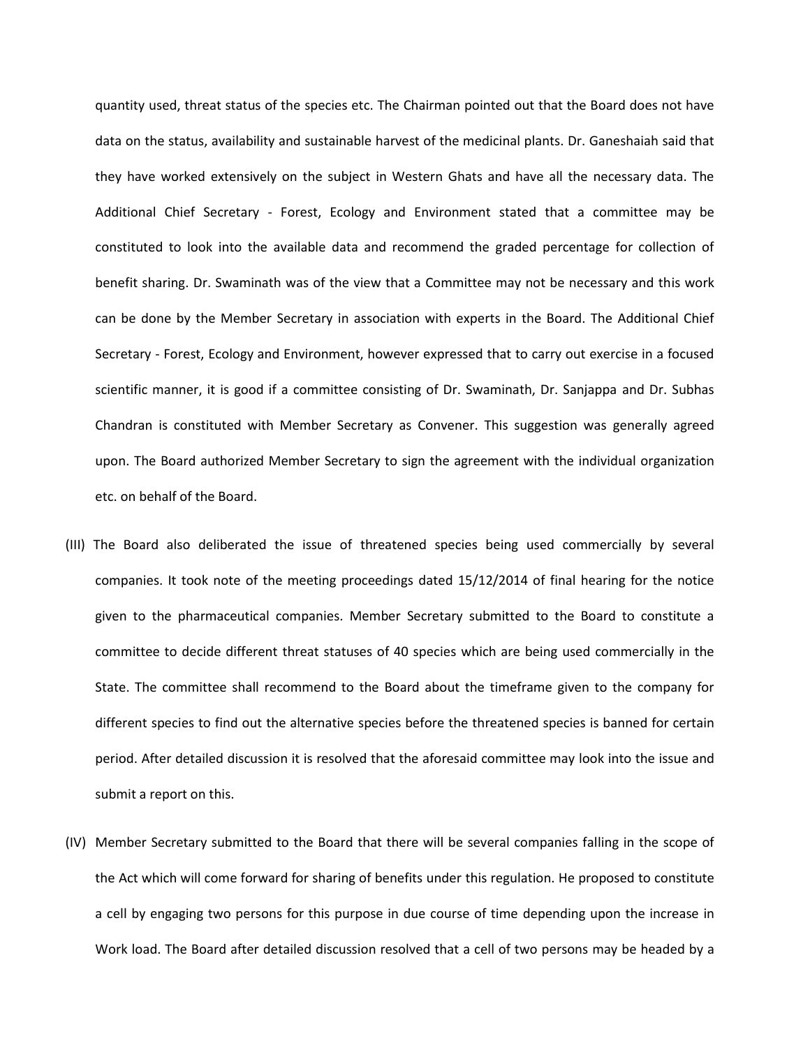quantity used, threat status of the species etc. The Chairman pointed out that the Board does not have data on the status, availability and sustainable harvest of the medicinal plants. Dr. Ganeshaiah said that they have worked extensively on the subject in Western Ghats and have all the necessary data. The Additional Chief Secretary - Forest, Ecology and Environment stated that a committee may be constituted to look into the available data and recommend the graded percentage for collection of benefit sharing. Dr. Swaminath was of the view that a Committee may not be necessary and this work can be done by the Member Secretary in association with experts in the Board. The Additional Chief Secretary - Forest, Ecology and Environment, however expressed that to carry out exercise in a focused scientific manner, it is good if a committee consisting of Dr. Swaminath, Dr. Sanjappa and Dr. Subhas Chandran is constituted with Member Secretary as Convener. This suggestion was generally agreed upon. The Board authorized Member Secretary to sign the agreement with the individual organization etc. on behalf of the Board.

(III) The Board also deliberated the issue of threatened species being used commercially by several companies. It took note of the meeting proceedings dated 15/12/2014 of final hearing for the notice given to the pharmaceutical companies. Member Secretary submitted to the Board to constitute a committee to decide different threat statuses of 40 species which are being used commercially in the State. The committee shall recommend to the Board about the timeframe given to the company for different species to find out the alternative species before the threatened species is banned for certain period. After detailed discussion it is resolved that the aforesaid committee may look into the issue and submit a report on this.

(IV) Member Secretary submitted to the Board that there will be several companies falling in the scope of the Act which will come forward for sharing of benefits under this regulation. He proposed to constitute a cell by engaging two persons for this purpose in due course of time depending upon the increase in Work load. The Board after detailed discussion resolved that a cell of two persons may be headed by a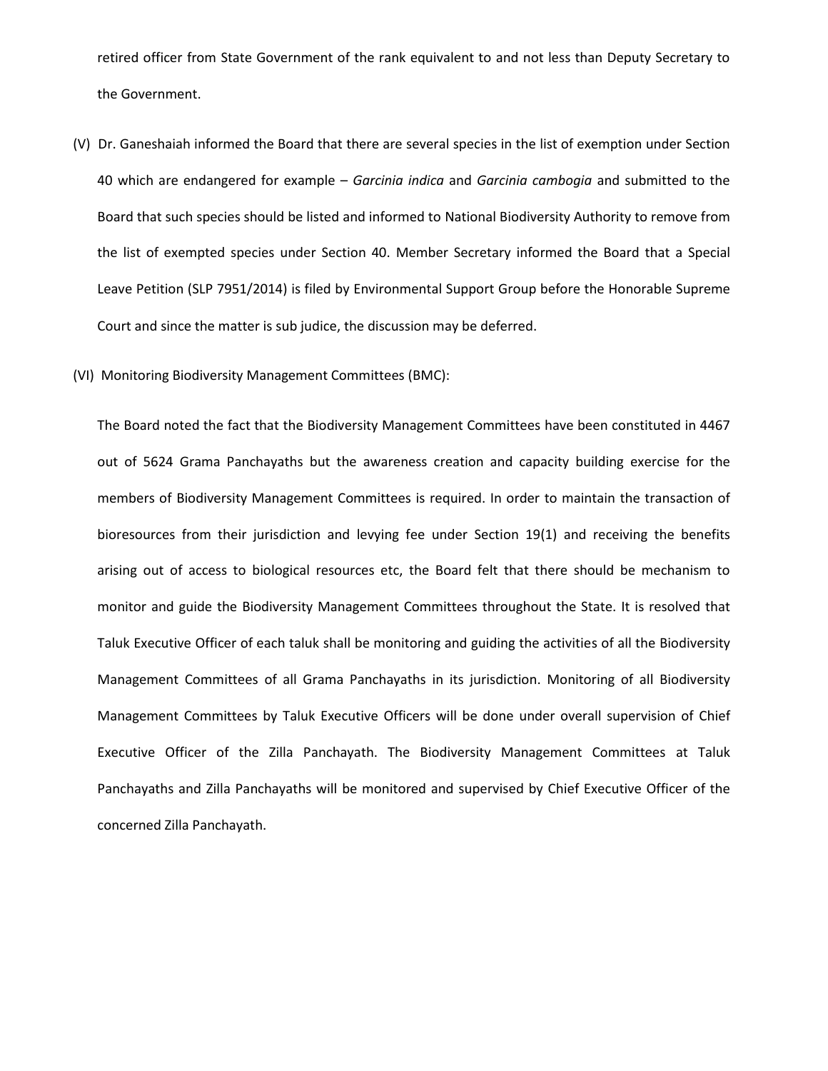retired officer from State Government of the rank equivalent to and not less than Deputy Secretary to the Government.

(V) Dr. Ganeshaiah informed the Board that there are several species in the list of exemption under Section 40 which are endangered for example – *Garcinia indica* and *Garcinia cambogia* and submitted to the Board that such species should be listed and informed to National Biodiversity Authority to remove from the list of exempted species under Section 40. Member Secretary informed the Board that a Special Leave Petition (SLP 7951/2014) is filed by Environmental Support Group before the Honorable Supreme Court and since the matter is sub judice, the discussion may be deferred.

(VI) Monitoring Biodiversity Management Committees (BMC):

The Board noted the fact that the Biodiversity Management Committees have been constituted in 4467 out of 5624 Grama Panchayaths but the awareness creation and capacity building exercise for the members of Biodiversity Management Committees is required. In order to maintain the transaction of bioresources from their jurisdiction and levying fee under Section 19(1) and receiving the benefits arising out of access to biological resources etc, the Board felt that there should be mechanism to monitor and guide the Biodiversity Management Committees throughout the State. It is resolved that Taluk Executive Officer of each taluk shall be monitoring and guiding the activities of all the Biodiversity Management Committees of all Grama Panchayaths in its jurisdiction. Monitoring of all Biodiversity Management Committees by Taluk Executive Officers will be done under overall supervision of Chief Executive Officer of the Zilla Panchayath. The Biodiversity Management Committees at Taluk Panchayaths and Zilla Panchayaths will be monitored and supervised by Chief Executive Officer of the concerned Zilla Panchayath.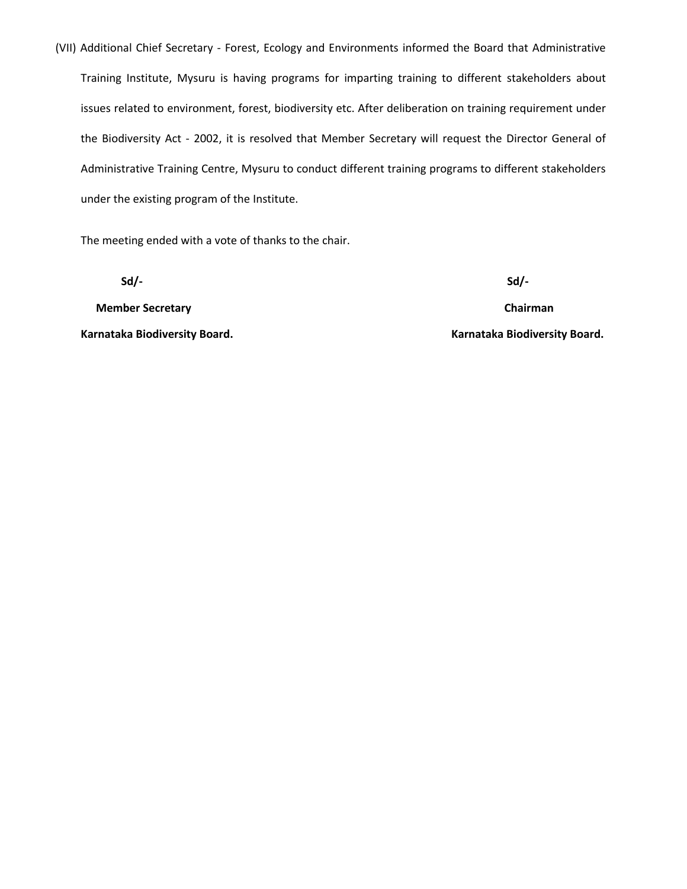(VII) Additional Chief Secretary - Forest, Ecology and Environments informed the Board that Administrative Training Institute, Mysuru is having programs for imparting training to different stakeholders about issues related to environment, forest, biodiversity etc. After deliberation on training requirement under the Biodiversity Act - 2002, it is resolved that Member Secretary will request the Director General of Administrative Training Centre, Mysuru to conduct different training programs to different stakeholders under the existing program of the Institute.

The meeting ended with a vote of thanks to the chair.

**Sd/-**
**Member Secretary**
**Karnataka Biodiversity Board.**

**Sd/-**
**Chairman**
**Karnataka Biodiversity Board.**